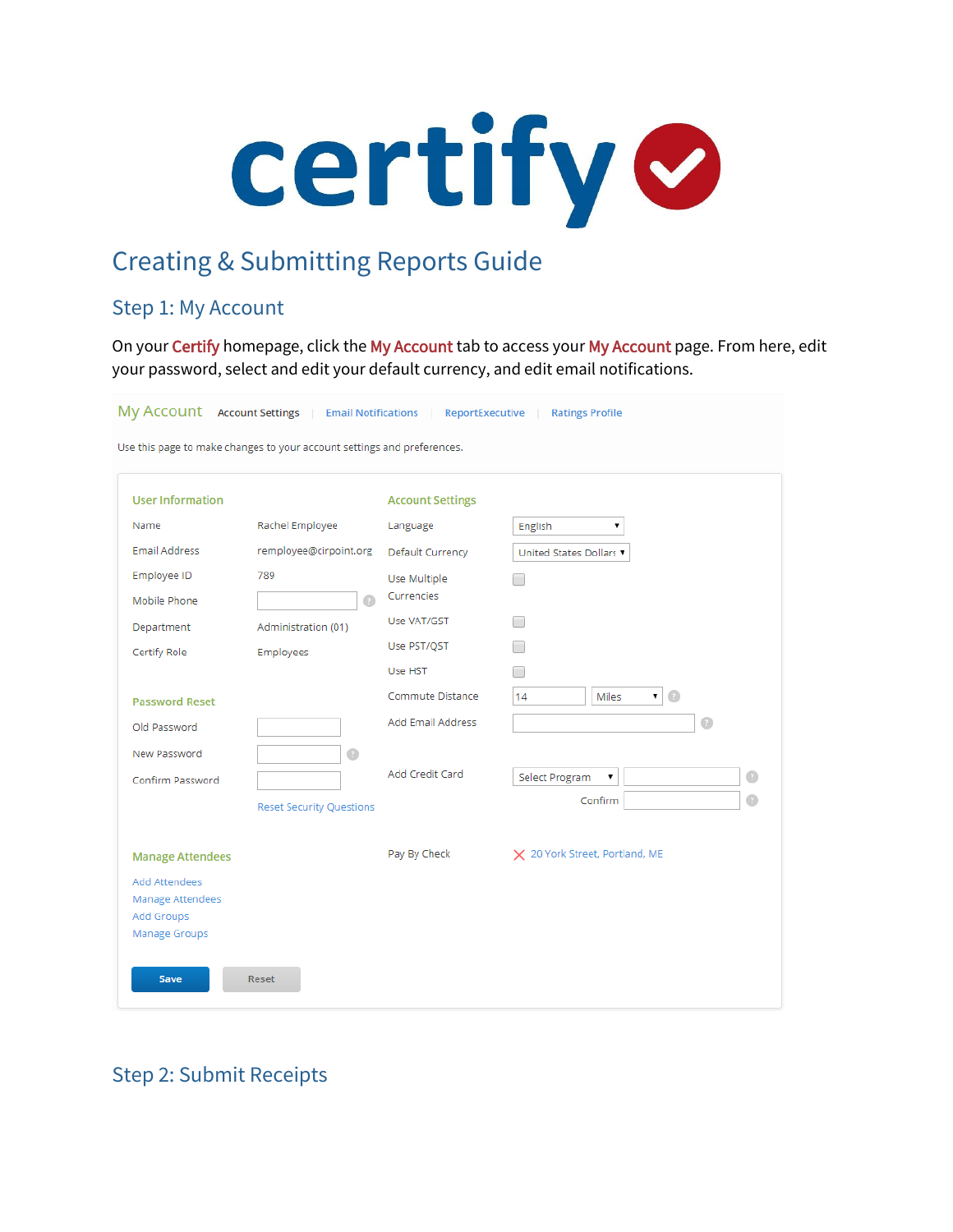# certify

## Creating & Submitting Reports Guide

### Step 1: My Account

On your Certify homepage, click the My Account tab to access your My Account page. From here, edit your password, select and edit your default currency, and edit email notifications.

My Account | Account Settings | Email Notifications | ReportExecutive | Ratings Profile

Use this page to make changes to your account settings and preferences.

**User Information**

| | |
|---|---|
| Name | Rachel Employee |
| Email Address | remployee@cirpoint.org |
| Employee ID | 789 |
| Mobile Phone | |
| Department | Administration (01) |
| Certify Role | Employees |

**Password Reset**

- Old Password
- New Password
- Confirm Password

Reset Security Questions

**Account Settings**

| | |
|---|---|
| Language | English |
| Default Currency | United States Dollars |
| Use Multiple Currencies | ☐ |
| Use VAT/GST | ☐ |
| Use PST/QST | ☐ |
| Use HST | ☐ |
| Commute Distance | 14 Miles |
| Add Email Address | |
| Add Credit Card | Select Program / Confirm |
| Pay By Check | 20 York Street, Portland, ME |

**Manage Attendees**

- Add Attendees
- Manage Attendees
- Add Groups
- Manage Groups

Save | Reset

### Step 2: Submit Receipts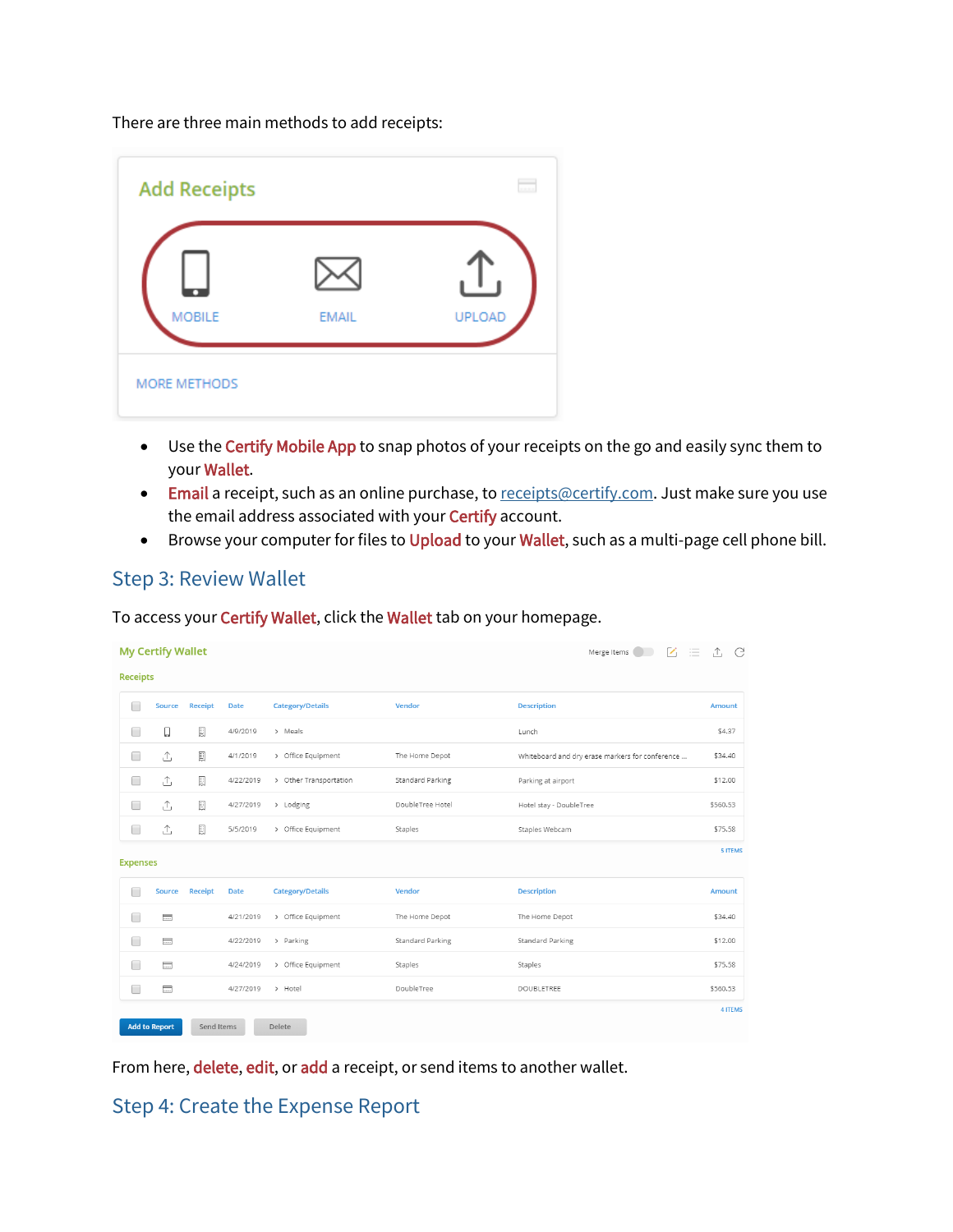There are three main methods to add receipts:

- Use the Certify Mobile App to snap photos of your receipts on the go and easily sync them to your Wallet.
- Email a receipt, such as an online purchase, to receipts@certify.com. Just make sure you use the email address associated with your Certify account.
- Browse your computer for files to Upload to your Wallet, such as a multi-page cell phone bill.

## Step 3: Review Wallet

To access your Certify Wallet, click the Wallet tab on your homepage.

From here, delete, edit, or add a receipt, or send items to another wallet.

## Step 4: Create the Expense Report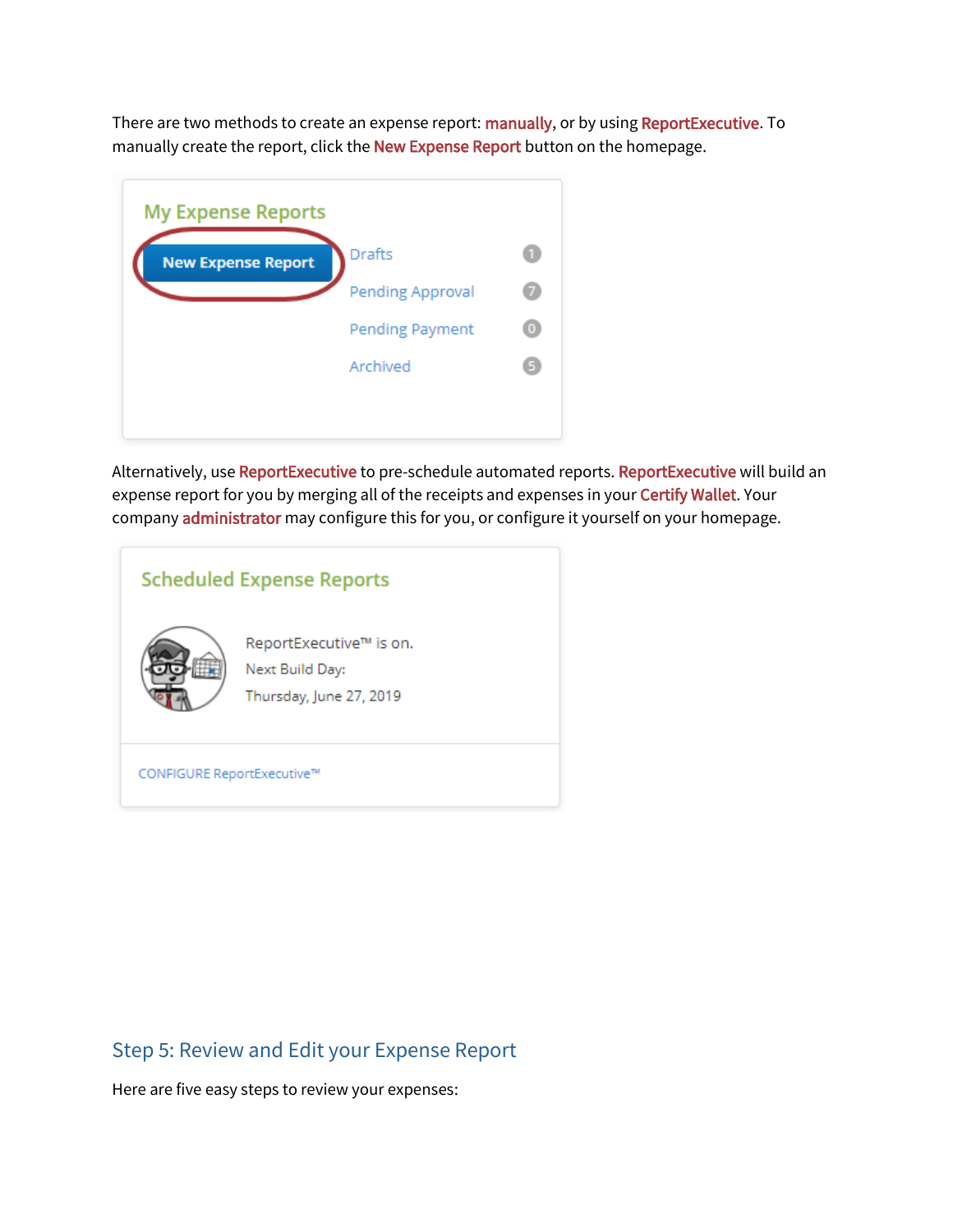There are two methods to create an expense report: **manually**, or by using **ReportExecutive**. To manually create the report, click the **New Expense Report** button on the homepage.

My Expense Reports

New Expense Report

Drafts 1

Pending Approval 7

Pending Payment 0

Archived 5

Alternatively, use **ReportExecutive** to pre-schedule automated reports. **ReportExecutive** will build an expense report for you by merging all of the receipts and expenses in your **Certify Wallet**. Your company **administrator** may configure this for you, or configure it yourself on your homepage.

Scheduled Expense Reports

ReportExecutive™ is on.
Next Build Day:
Thursday, June 27, 2019

CONFIGURE ReportExecutive™

## Step 5: Review and Edit your Expense Report

Here are five easy steps to review your expenses: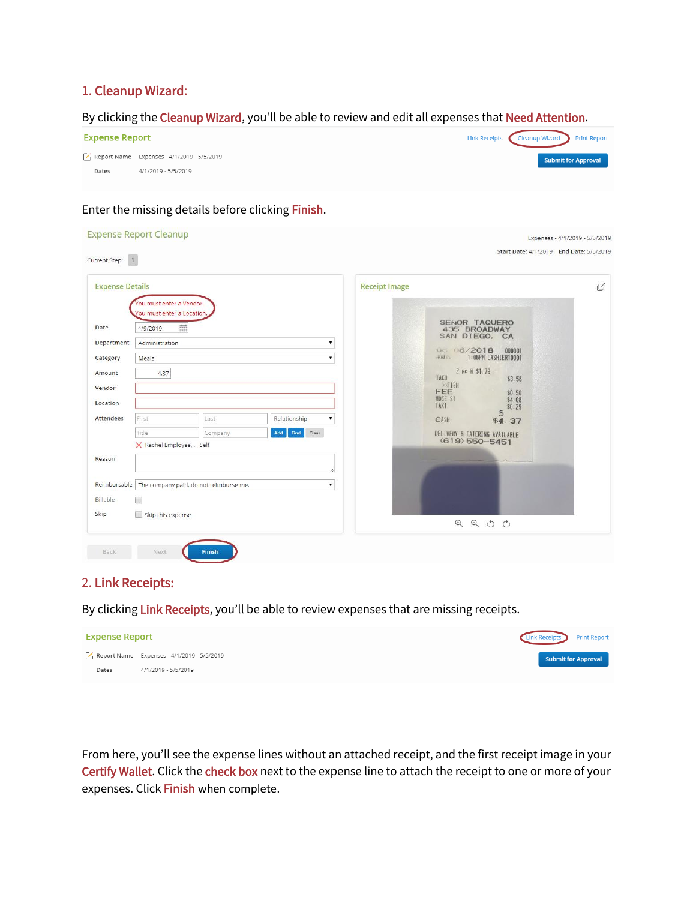## 1. Cleanup Wizard:

By clicking the Cleanup Wizard, you'll be able to review and edit all expenses that Need Attention.

Expense Report

Link Receipts | Cleanup Wizard | Print Report

Report Name: Expenses - 4/1/2019 - 5/5/2019

Dates: 4/1/2019 - 5/5/2019

Submit for Approval

Enter the missing details before clicking Finish.

Expense Report Cleanup

Expenses - 4/1/2019 - 5/5/2019

Start Date: 4/1/2019 End Date: 5/5/2019

Current Step: 1

Expense Details

You must enter a Vendor.
You must enter a Location.

- Date: 4/9/2019
- Department: Administration
- Category: Meals
- Amount: 4.37
- Vendor:
- Location:
- Attendees: First / Last / Relationship / Title / Company — Add | Find | Clear
  - Rachel Employee, , , Self
- Reason:
- Reimbursable: The company paid, do not reimburse me.
- Billable:
- Skip: Skip this expense

Receipt Image

SENOR TAQUERO
435 BROADWAY
SAN DIEGO, CA
06/2018 000001
1:06PM CASHIER10001
2 pc @ $1.79
TACO $3.58
>FISH
FEE $0.50
MUSE ST $4.08
TAXI $0.29
5
CASH $4.37
DELIVERY & CATERING AVAILABLE
(619) 550-5451

Back | Next | Finish

## 2. Link Receipts:

By clicking Link Receipts, you'll be able to review expenses that are missing receipts.

Expense Report

Link Receipts | Print Report

Report Name: Expenses - 4/1/2019 - 5/5/2019

Dates: 4/1/2019 - 5/5/2019

Submit for Approval

From here, you'll see the expense lines without an attached receipt, and the first receipt image in your Certify Wallet. Click the check box next to the expense line to attach the receipt to one or more of your expenses. Click Finish when complete.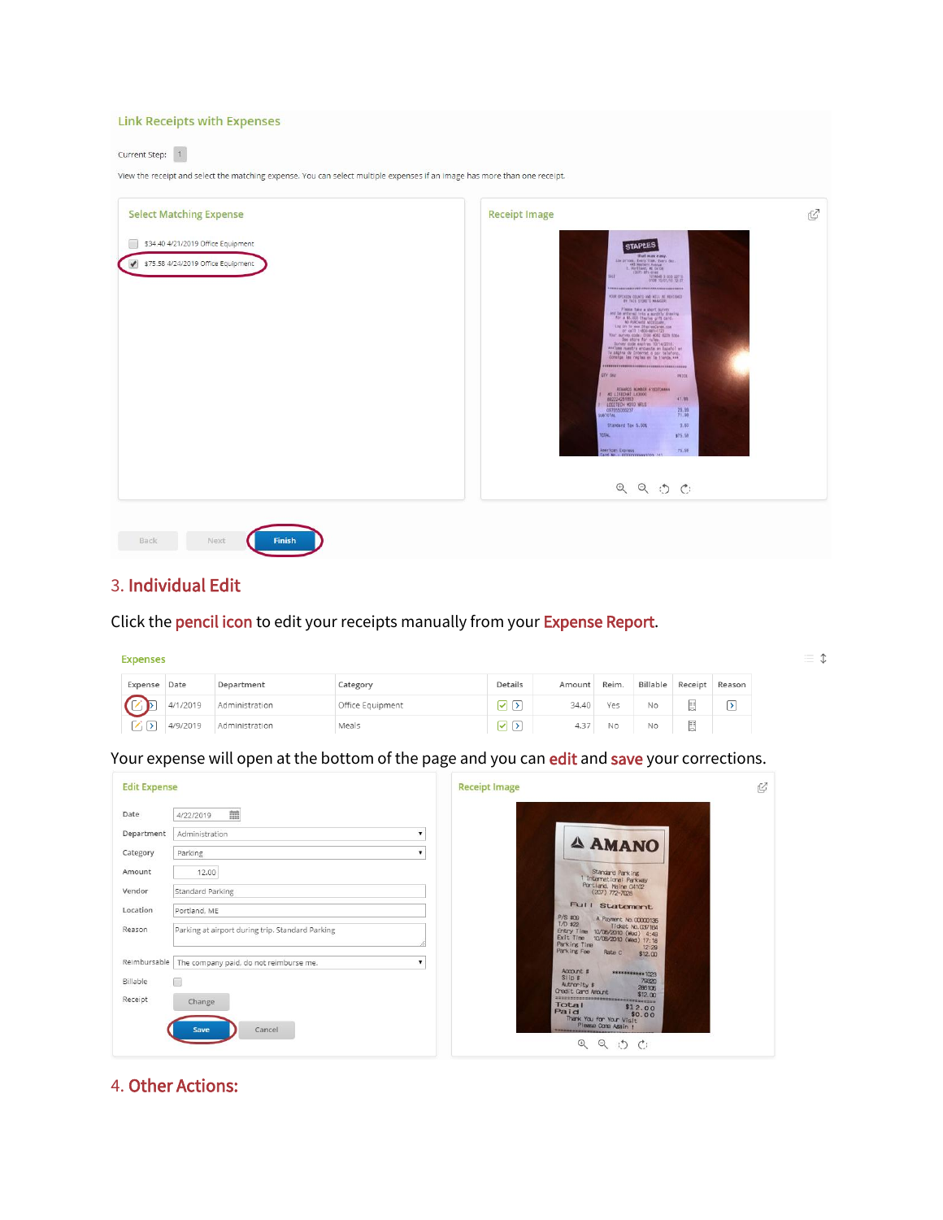Link Receipts with Expenses

Current Step: 1

View the receipt and select the matching expense. You can select multiple expenses if an image has more than one receipt.

Select Matching Expense

- [ ] $34.40 4/21/2019 Office Equipment
- [x] $75.58 4/24/2019 Office Equipment

Receipt Image

Back | Next | Finish

## 3. Individual Edit

Click the **pencil icon** to edit your receipts manually from your **Expense Report**.

Expenses

| Expense | Date | Department | Category | Details | Amount | Reim. | Billable | Receipt | Reason |
|---|---|---|---|---|---|---|---|---|---|
| | 4/1/2019 | Administration | Office Equipment | | 34.40 | Yes | No | | |
| | 4/9/2019 | Administration | Meals | | 4.37 | No | No | | |

Your expense will open at the bottom of the page and you can **edit** and **save** your corrections.

Edit Expense

| | |
|---|---|
| Date | 4/22/2019 |
| Department | Administration |
| Category | Parking |
| Amount | 12.00 |
| Vendor | Standard Parking |
| Location | Portland, ME |
| Reason | Parking at airport during trip. Standard Parking |
| Reimbursable | The company paid, do not reimburse me. |
| Billable | |
| Receipt | Change |

Save | Cancel

Receipt Image

## 4. Other Actions: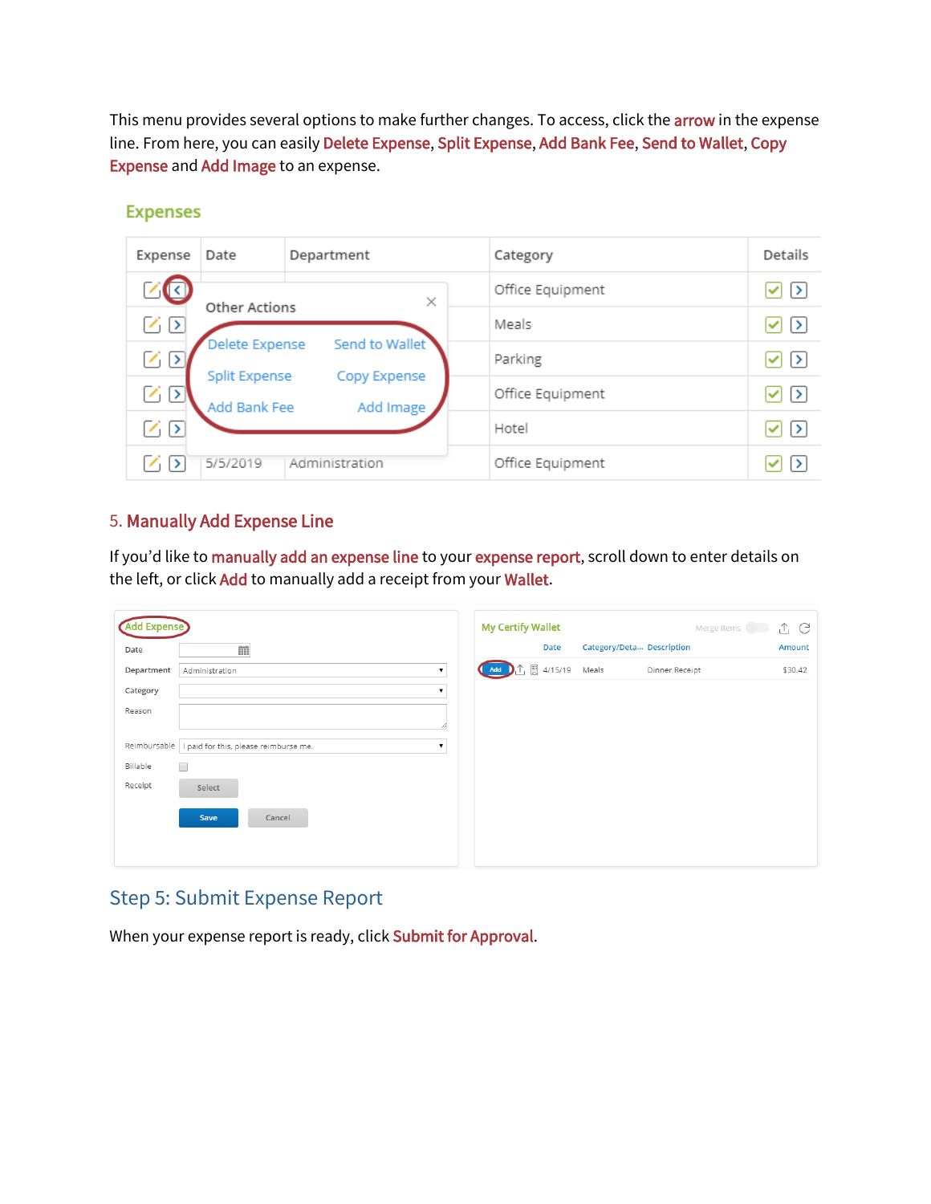This menu provides several options to make further changes. To access, click the arrow in the expense line. From here, you can easily Delete Expense, Split Expense, Add Bank Fee, Send to Wallet, Copy Expense and Add Image to an expense.

Expenses

| Expense | Date | Department | Category | Details |
|---|---|---|---|---|
| | | | Office Equipment | |
| | | | Meals | |
| | | | Parking | |
| | | | Office Equipment | |
| | | | Hotel | |
| | 5/5/2019 | Administration | Office Equipment | |

Other Actions

- Delete Expense
- Send to Wallet
- Split Expense
- Copy Expense
- Add Bank Fee
- Add Image

### 5. Manually Add Expense Line

If you'd like to manually add an expense line to your expense report, scroll down to enter details on the left, or click Add to manually add a receipt from your Wallet.

Add Expense

- Date
- Department: Administration
- Category
- Reason
- Reimbursable: I paid for this, please reimburse me.
- Billable
- Receipt: Select

Save | Cancel

My Certify Wallet

| | Date | Category/Deta... | Description | Amount |
|---|---|---|---|---|
| Add | 4/15/19 | Meals | Dinner Receipt | $30.42 |

## Step 5: Submit Expense Report

When your expense report is ready, click Submit for Approval.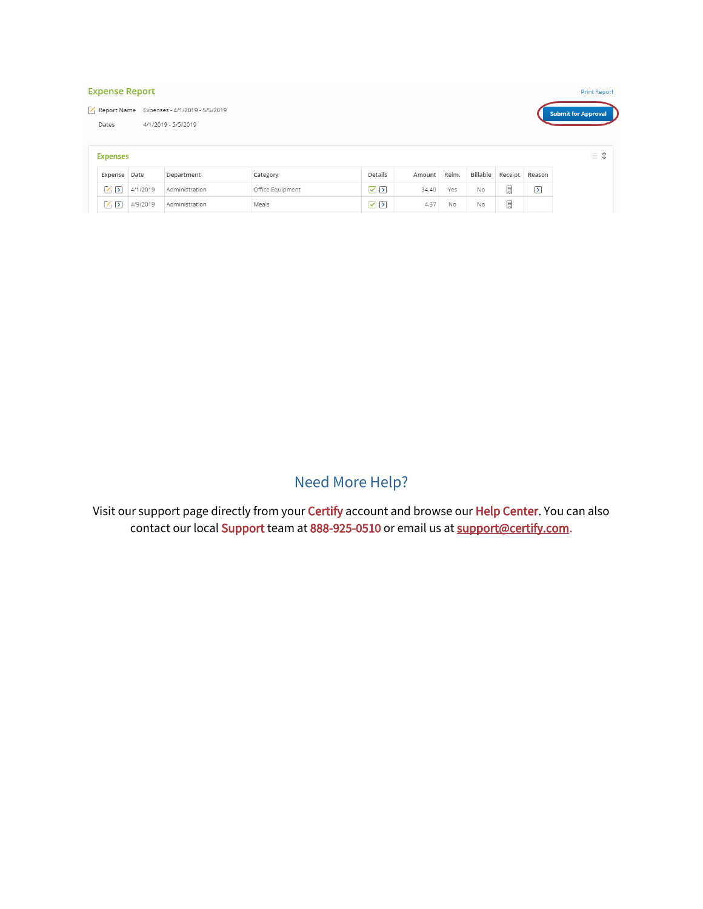## Expense Report

Print Report

Report Name Expenses - 4/1/2019 - 5/5/2019

Dates 4/1/2019 - 5/5/2019

Submit for Approval

### Expenses

| Expense | Date | Department | Category | Details | Amount | Reim. | Billable | Receipt | Reason |
|---|---|---|---|---|---|---|---|---|---|
| | 4/1/2019 | Administration | Office Equipment | | 34.40 | Yes | No | | |
| | 4/9/2019 | Administration | Meals | | 4.37 | No | No | | |

## Need More Help?

Visit our support page directly from your **Certify** account and browse our **Help Center**. You can also contact our local **Support** team at **888-925-0510** or email us at support@certify.com.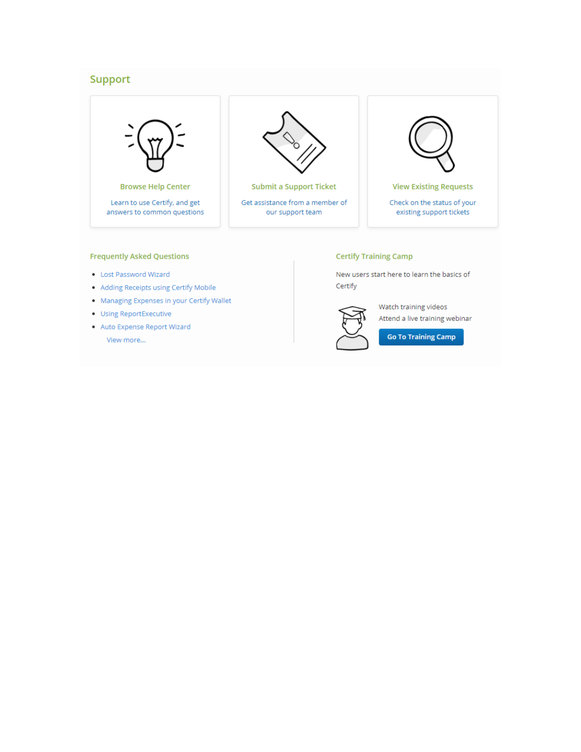## Support

### Browse Help Center

Learn to use Certify, and get answers to common questions

### Submit a Support Ticket

Get assistance from a member of our support team

### View Existing Requests

Check on the status of your existing support tickets

### Frequently Asked Questions

- Lost Password Wizard
- Adding Receipts using Certify Mobile
- Managing Expenses in your Certify Wallet
- Using ReportExecutive
- Auto Expense Report Wizard

View more...

### Certify Training Camp

New users start here to learn the basics of Certify

Watch training videos
Attend a live training webinar

**Go To Training Camp**